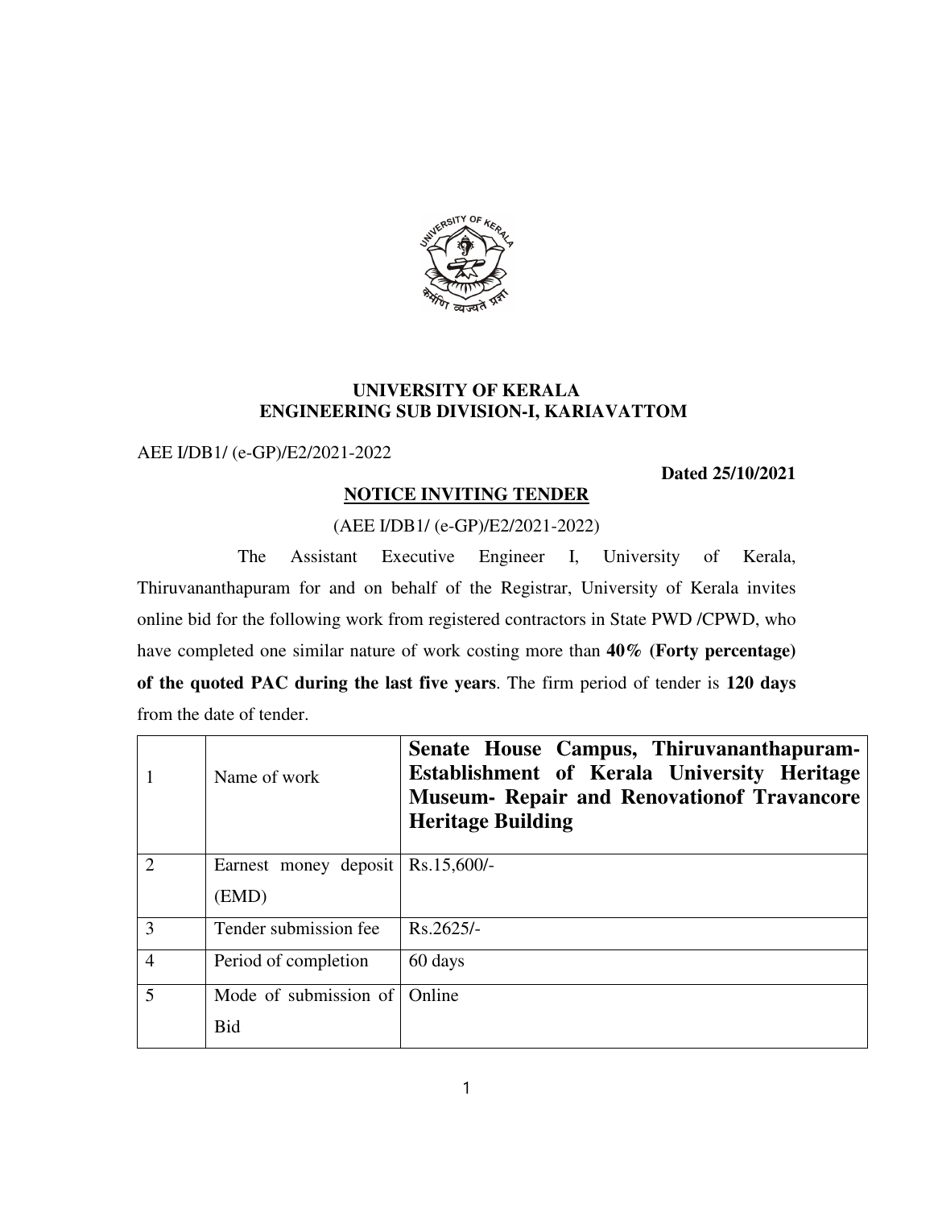**UNIVERSITY OF KERALA**
**ENGINEERING SUB DIVISION-I, KARIAVATTOM**

AEE I/DB1/ (e-GP)/E2/2021-2022

**Dated 25/10/2021**

**NOTICE INVITING TENDER**

(AEE I/DB1/ (e-GP)/E2/2021-2022)

The Assistant Executive Engineer I, University of Kerala, Thiruvananthapuram for and on behalf of the Registrar, University of Kerala invites online bid for the following work from registered contractors in State PWD /CPWD, who have completed one similar nature of work costing more than **40% (Forty percentage) of the quoted PAC during the last five years**. The firm period of tender is **120 days** from the date of tender.

| | | |
|---|---|---|
| 1 | Name of work | **Senate House Campus, Thiruvananthapuram- Establishment of Kerala University Heritage Museum- Repair and Renovationof Travancore Heritage Building** |
| 2 | Earnest money deposit (EMD) | Rs.15,600/- |
| 3 | Tender submission fee | Rs.2625/- |
| 4 | Period of completion | 60 days |
| 5 | Mode of submission of Bid | Online |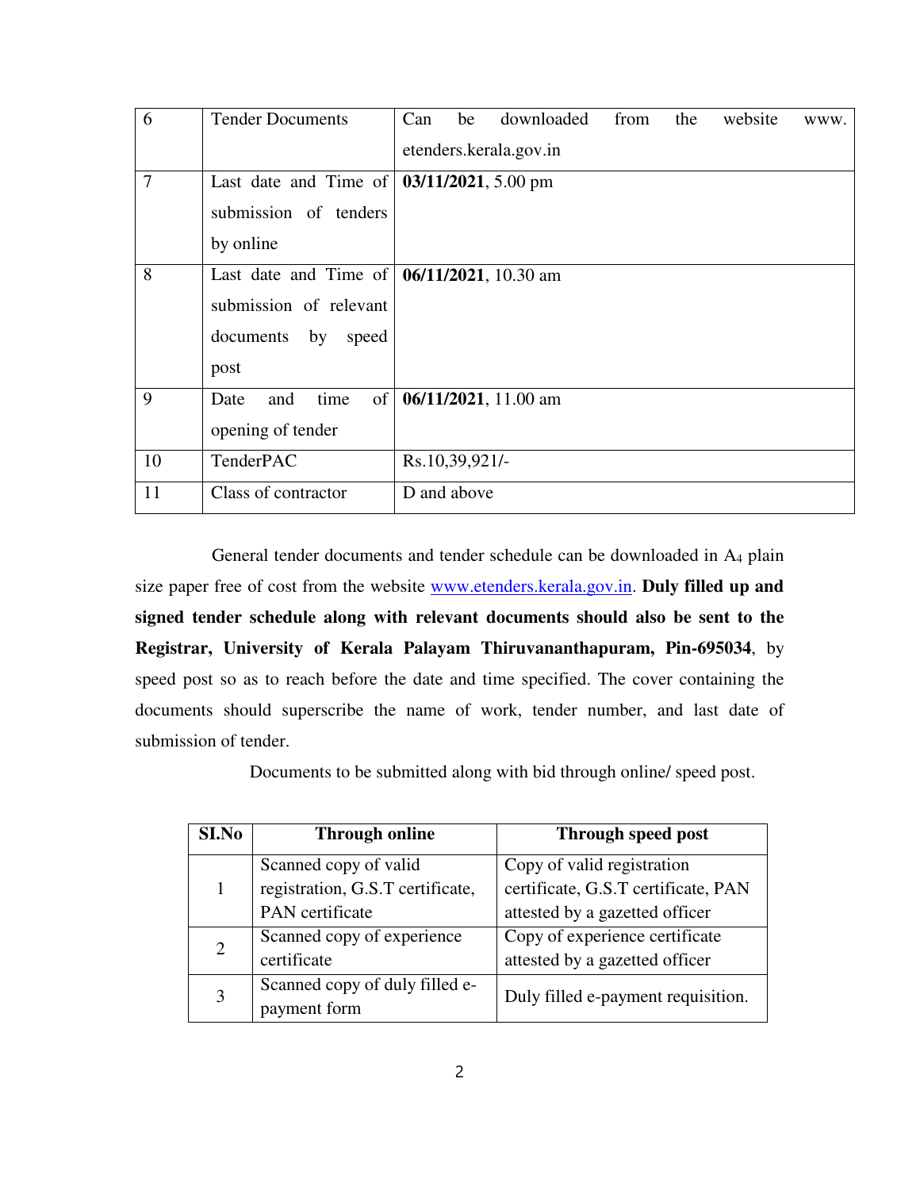| 6 | Tender Documents | Can be downloaded from the website www. etenders.kerala.gov.in |
|---|---|---|
| 7 | Last date and Time of submission of tenders by online | **03/11/2021**, 5.00 pm |
| 8 | Last date and Time of submission of relevant documents by speed post | **06/11/2021**, 10.30 am |
| 9 | Date and time of opening of tender | **06/11/2021**, 11.00 am |
| 10 | TenderPAC | Rs.10,39,921/- |
| 11 | Class of contractor | D and above |

General tender documents and tender schedule can be downloaded in $A_4$ plain size paper free of cost from the website www.etenders.kerala.gov.in. **Duly filled up and signed tender schedule along with relevant documents should also be sent to the Registrar, University of Kerala Palayam Thiruvananthapuram, Pin-695034**, by speed post so as to reach before the date and time specified. The cover containing the documents should superscribe the name of work, tender number, and last date of submission of tender.

Documents to be submitted along with bid through online/ speed post.

| SI.No | Through online | Through speed post |
|---|---|---|
| 1 | Scanned copy of valid registration, G.S.T certificate, PAN certificate | Copy of valid registration certificate, G.S.T certificate, PAN attested by a gazetted officer |
| 2 | Scanned copy of experience certificate | Copy of experience certificate attested by a gazetted officer |
| 3 | Scanned copy of duly filled e-payment form | Duly filled e-payment requisition. |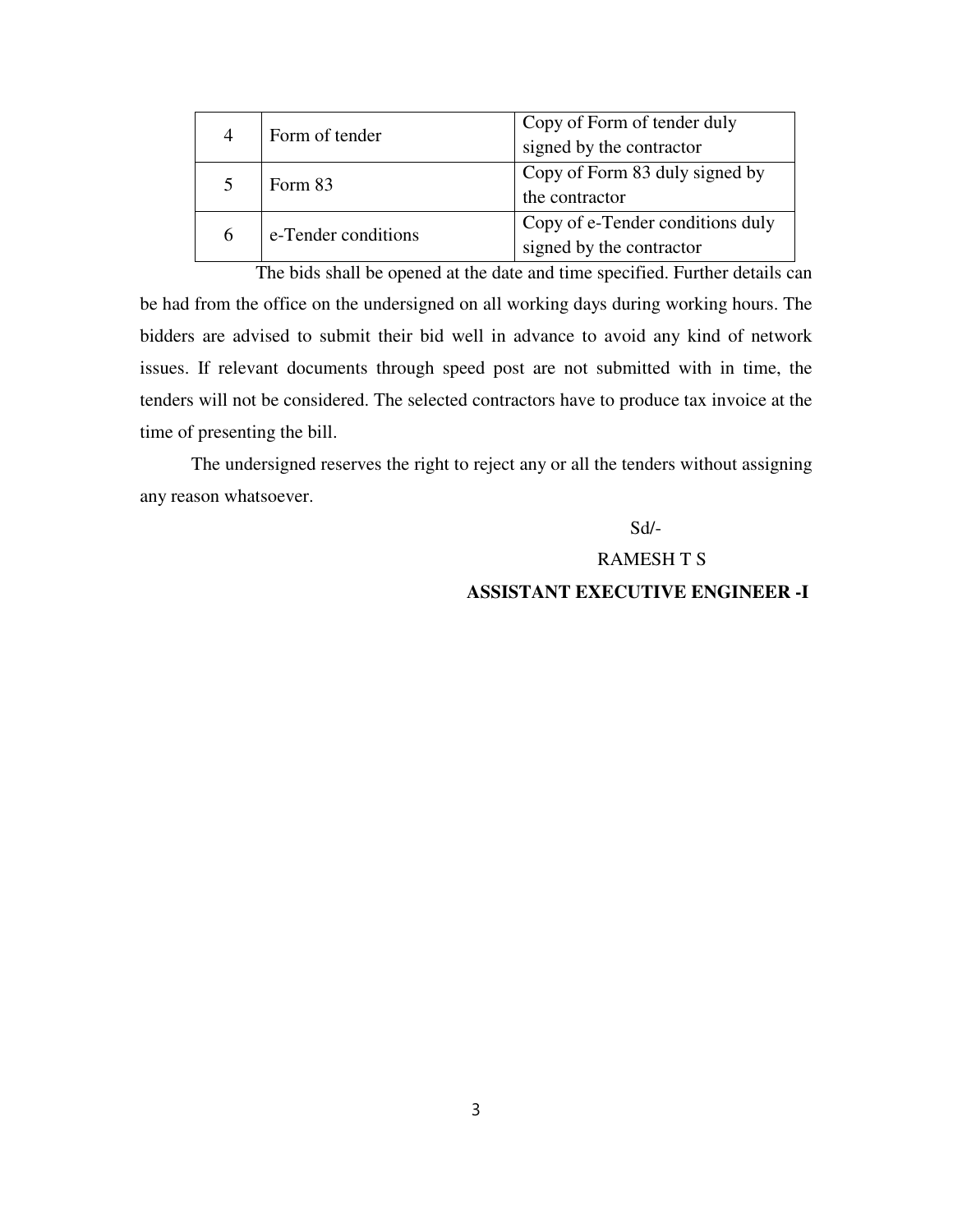| | | |
|---|---|---|
| 4 | Form of tender | Copy of Form of tender duly signed by the contractor |
| 5 | Form 83 | Copy of Form 83 duly signed by the contractor |
| 6 | e-Tender conditions | Copy of e-Tender conditions duly signed by the contractor |

The bids shall be opened at the date and time specified. Further details can be had from the office on the undersigned on all working days during working hours. The bidders are advised to submit their bid well in advance to avoid any kind of network issues. If relevant documents through speed post are not submitted with in time, the tenders will not be considered. The selected contractors have to produce tax invoice at the time of presenting the bill.

The undersigned reserves the right to reject any or all the tenders without assigning any reason whatsoever.

Sd/-

RAMESH T S

**ASSISTANT EXECUTIVE ENGINEER -I**